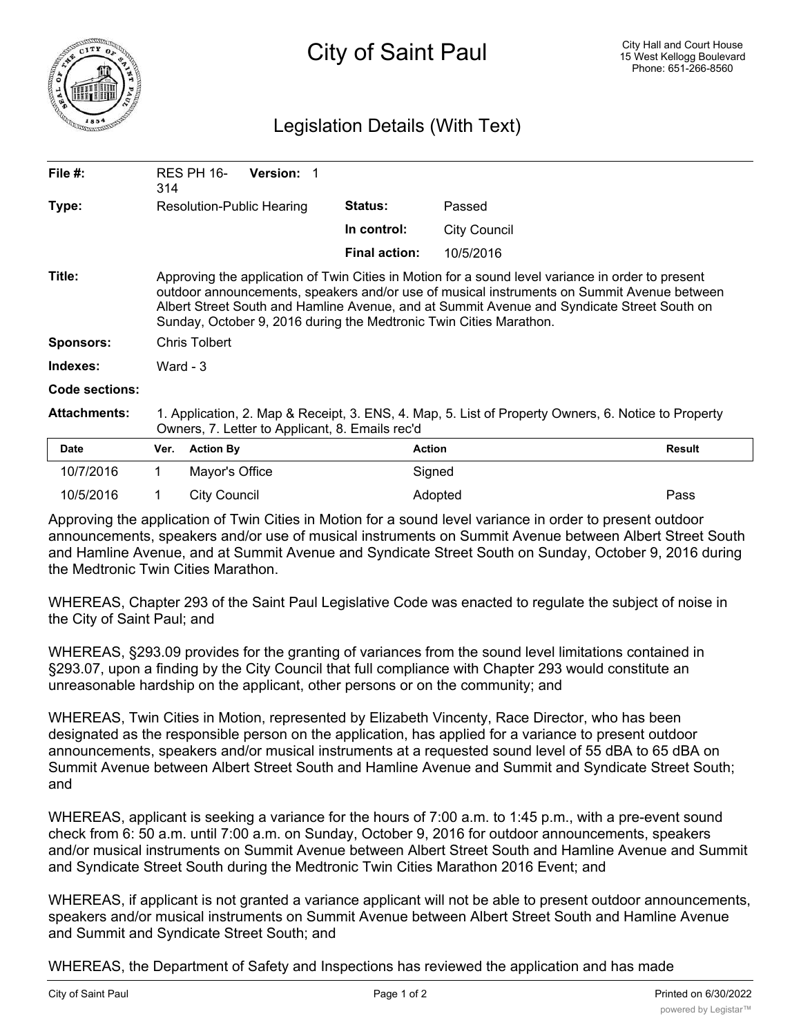# City of Saint Paul

City Hall and Court House
15 West Kellogg Boulevard
Phone: 651-266-8560

## Legislation Details (With Text)

| | | | |
|---|---|---|---|
| **File #:** | RES PH 16-314 **Version:** 1 | | |
| **Type:** | Resolution-Public Hearing | **Status:** | Passed |
| | | **In control:** | City Council |
| | | **Final action:** | 10/5/2016 |

**Title:** Approving the application of Twin Cities in Motion for a sound level variance in order to present outdoor announcements, speakers and/or use of musical instruments on Summit Avenue between Albert Street South and Hamline Avenue, and at Summit Avenue and Syndicate Street South on Sunday, October 9, 2016 during the Medtronic Twin Cities Marathon.

**Sponsors:** Chris Tolbert

**Indexes:** Ward - 3

**Code sections:**

**Attachments:** 1. Application, 2. Map & Receipt, 3. ENS, 4. Map, 5. List of Property Owners, 6. Notice to Property Owners, 7. Letter to Applicant, 8. Emails rec'd

| Date | Ver. | Action By | Action | Result |
|---|---|---|---|---|
| 10/7/2016 | 1 | Mayor's Office | Signed | |
| 10/5/2016 | 1 | City Council | Adopted | Pass |

Approving the application of Twin Cities in Motion for a sound level variance in order to present outdoor announcements, speakers and/or use of musical instruments on Summit Avenue between Albert Street South and Hamline Avenue, and at Summit Avenue and Syndicate Street South on Sunday, October 9, 2016 during the Medtronic Twin Cities Marathon.

WHEREAS, Chapter 293 of the Saint Paul Legislative Code was enacted to regulate the subject of noise in the City of Saint Paul; and

WHEREAS, §293.09 provides for the granting of variances from the sound level limitations contained in §293.07, upon a finding by the City Council that full compliance with Chapter 293 would constitute an unreasonable hardship on the applicant, other persons or on the community; and

WHEREAS, Twin Cities in Motion, represented by Elizabeth Vincenty, Race Director, who has been designated as the responsible person on the application, has applied for a variance to present outdoor announcements, speakers and/or musical instruments at a requested sound level of 55 dBA to 65 dBA on Summit Avenue between Albert Street South and Hamline Avenue and Summit and Syndicate Street South; and

WHEREAS, applicant is seeking a variance for the hours of 7:00 a.m. to 1:45 p.m., with a pre-event sound check from 6: 50 a.m. until 7:00 a.m. on Sunday, October 9, 2016 for outdoor announcements, speakers and/or musical instruments on Summit Avenue between Albert Street South and Hamline Avenue and Summit and Syndicate Street South during the Medtronic Twin Cities Marathon 2016 Event; and

WHEREAS, if applicant is not granted a variance applicant will not be able to present outdoor announcements, speakers and/or musical instruments on Summit Avenue between Albert Street South and Hamline Avenue and Summit and Syndicate Street South; and

WHEREAS, the Department of Safety and Inspections has reviewed the application and has made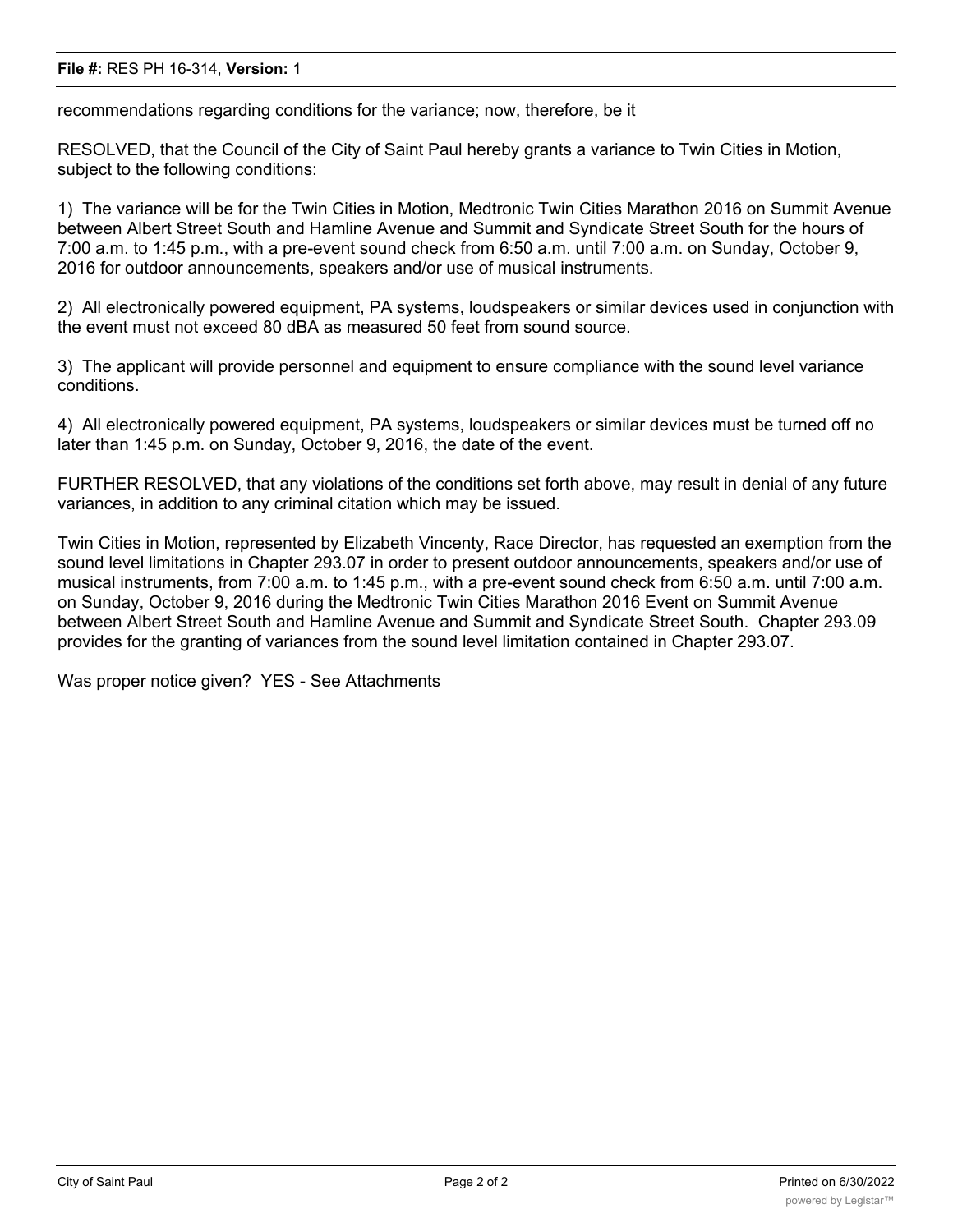recommendations regarding conditions for the variance; now, therefore, be it

RESOLVED, that the Council of the City of Saint Paul hereby grants a variance to Twin Cities in Motion, subject to the following conditions:

1) The variance will be for the Twin Cities in Motion, Medtronic Twin Cities Marathon 2016 on Summit Avenue between Albert Street South and Hamline Avenue and Summit and Syndicate Street South for the hours of 7:00 a.m. to 1:45 p.m., with a pre-event sound check from 6:50 a.m. until 7:00 a.m. on Sunday, October 9, 2016 for outdoor announcements, speakers and/or use of musical instruments.

2) All electronically powered equipment, PA systems, loudspeakers or similar devices used in conjunction with the event must not exceed 80 dBA as measured 50 feet from sound source.

3) The applicant will provide personnel and equipment to ensure compliance with the sound level variance conditions.

4) All electronically powered equipment, PA systems, loudspeakers or similar devices must be turned off no later than 1:45 p.m. on Sunday, October 9, 2016, the date of the event.

FURTHER RESOLVED, that any violations of the conditions set forth above, may result in denial of any future variances, in addition to any criminal citation which may be issued.

Twin Cities in Motion, represented by Elizabeth Vincenty, Race Director, has requested an exemption from the sound level limitations in Chapter 293.07 in order to present outdoor announcements, speakers and/or use of musical instruments, from 7:00 a.m. to 1:45 p.m., with a pre-event sound check from 6:50 a.m. until 7:00 a.m. on Sunday, October 9, 2016 during the Medtronic Twin Cities Marathon 2016 Event on Summit Avenue between Albert Street South and Hamline Avenue and Summit and Syndicate Street South. Chapter 293.09 provides for the granting of variances from the sound level limitation contained in Chapter 293.07.

Was proper notice given? YES - See Attachments